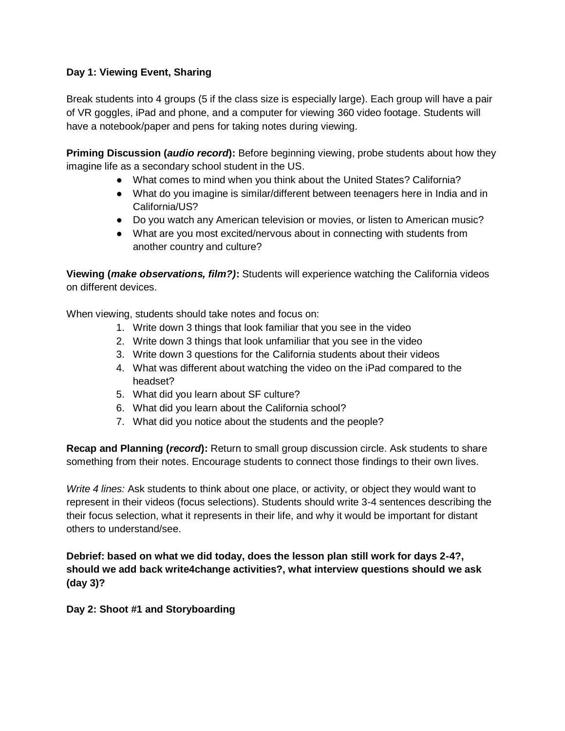**Day 1: Viewing Event, Sharing**

Break students into 4 groups (5 if the class size is especially large). Each group will have a pair of VR goggles, iPad and phone, and a computer for viewing 360 video footage. Students will have a notebook/paper and pens for taking notes during viewing.

**Priming Discussion (*audio record*):** Before beginning viewing, probe students about how they imagine life as a secondary school student in the US.

- What comes to mind when you think about the United States? California?
- What do you imagine is similar/different between teenagers here in India and in California/US?
- Do you watch any American television or movies, or listen to American music?
- What are you most excited/nervous about in connecting with students from another country and culture?

**Viewing (*make observations, film?)*:** Students will experience watching the California videos on different devices.

When viewing, students should take notes and focus on:

1. Write down 3 things that look familiar that you see in the video
2. Write down 3 things that look unfamiliar that you see in the video
3. Write down 3 questions for the California students about their videos
4. What was different about watching the video on the iPad compared to the headset?
5. What did you learn about SF culture?
6. What did you learn about the California school?
7. What did you notice about the students and the people?

**Recap and Planning (*record*):** Return to small group discussion circle. Ask students to share something from their notes. Encourage students to connect those findings to their own lives.

*Write 4 lines:* Ask students to think about one place, or activity, or object they would want to represent in their videos (focus selections). Students should write 3-4 sentences describing the their focus selection, what it represents in their life, and why it would be important for distant others to understand/see.

**Debrief: based on what we did today, does the lesson plan still work for days 2-4?, should we add back write4change activities?, what interview questions should we ask (day 3)?**

**Day 2: Shoot #1 and Storyboarding**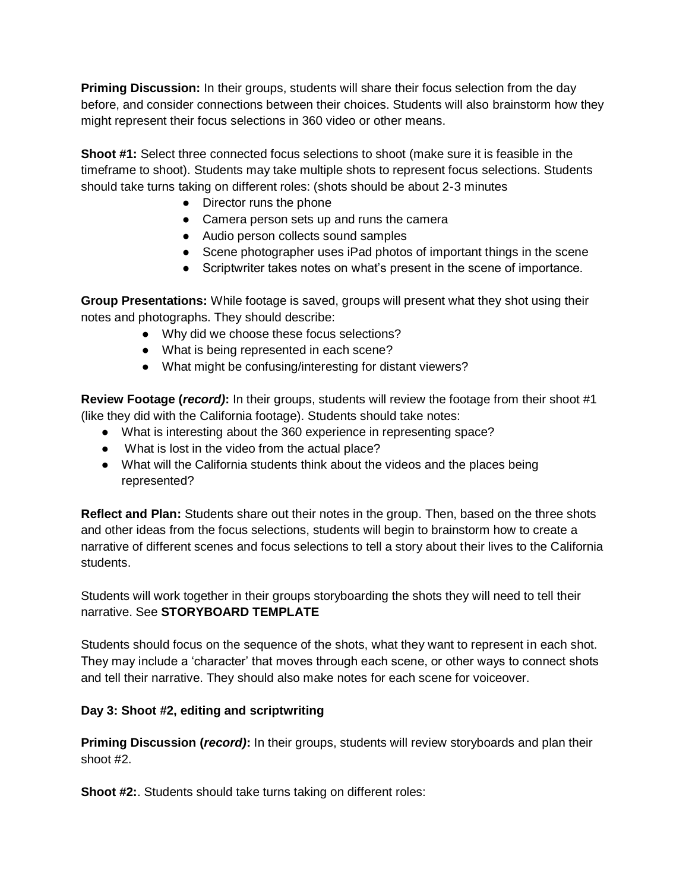**Priming Discussion:** In their groups, students will share their focus selection from the day before, and consider connections between their choices. Students will also brainstorm how they might represent their focus selections in 360 video or other means.

**Shoot #1:** Select three connected focus selections to shoot (make sure it is feasible in the timeframe to shoot). Students may take multiple shots to represent focus selections. Students should take turns taking on different roles: (shots should be about 2-3 minutes

- Director runs the phone
- Camera person sets up and runs the camera
- Audio person collects sound samples
- Scene photographer uses iPad photos of important things in the scene
- Scriptwriter takes notes on what's present in the scene of importance.

**Group Presentations:** While footage is saved, groups will present what they shot using their notes and photographs. They should describe:

- Why did we choose these focus selections?
- What is being represented in each scene?
- What might be confusing/interesting for distant viewers?

**Review Footage (*record*):** In their groups, students will review the footage from their shoot #1 (like they did with the California footage). Students should take notes:

- What is interesting about the 360 experience in representing space?
- What is lost in the video from the actual place?
- What will the California students think about the videos and the places being represented?

**Reflect and Plan:** Students share out their notes in the group. Then, based on the three shots and other ideas from the focus selections, students will begin to brainstorm how to create a narrative of different scenes and focus selections to tell a story about their lives to the California students.

Students will work together in their groups storyboarding the shots they will need to tell their narrative. See **STORYBOARD TEMPLATE**

Students should focus on the sequence of the shots, what they want to represent in each shot. They may include a 'character' that moves through each scene, or other ways to connect shots and tell their narrative. They should also make notes for each scene for voiceover.

**Day 3: Shoot #2, editing and scriptwriting**

**Priming Discussion (*record*):** In their groups, students will review storyboards and plan their shoot #2.

**Shoot #2:**. Students should take turns taking on different roles: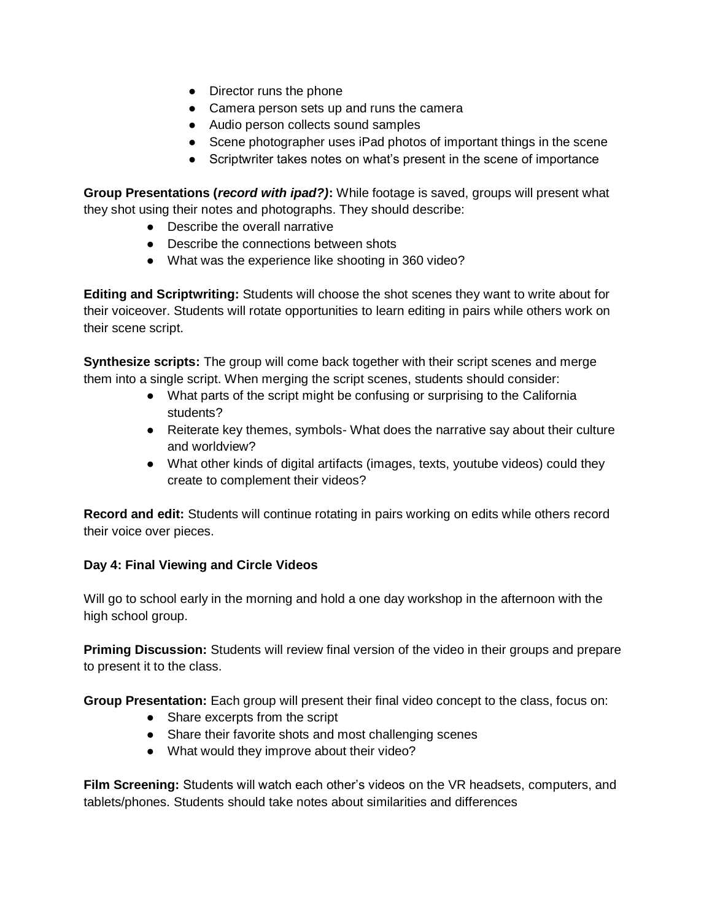- Director runs the phone
- Camera person sets up and runs the camera
- Audio person collects sound samples
- Scene photographer uses iPad photos of important things in the scene
- Scriptwriter takes notes on what's present in the scene of importance

**Group Presentations (*record with ipad?)*:** While footage is saved, groups will present what they shot using their notes and photographs. They should describe:

- Describe the overall narrative
- Describe the connections between shots
- What was the experience like shooting in 360 video?

**Editing and Scriptwriting:** Students will choose the shot scenes they want to write about for their voiceover. Students will rotate opportunities to learn editing in pairs while others work on their scene script.

**Synthesize scripts:** The group will come back together with their script scenes and merge them into a single script. When merging the script scenes, students should consider:

- What parts of the script might be confusing or surprising to the California students?
- Reiterate key themes, symbols- What does the narrative say about their culture and worldview?
- What other kinds of digital artifacts (images, texts, youtube videos) could they create to complement their videos?

**Record and edit:** Students will continue rotating in pairs working on edits while others record their voice over pieces.

**Day 4: Final Viewing and Circle Videos**

Will go to school early in the morning and hold a one day workshop in the afternoon with the high school group.

**Priming Discussion:** Students will review final version of the video in their groups and prepare to present it to the class.

**Group Presentation:** Each group will present their final video concept to the class, focus on:

- Share excerpts from the script
- Share their favorite shots and most challenging scenes
- What would they improve about their video?

**Film Screening:** Students will watch each other's videos on the VR headsets, computers, and tablets/phones. Students should take notes about similarities and differences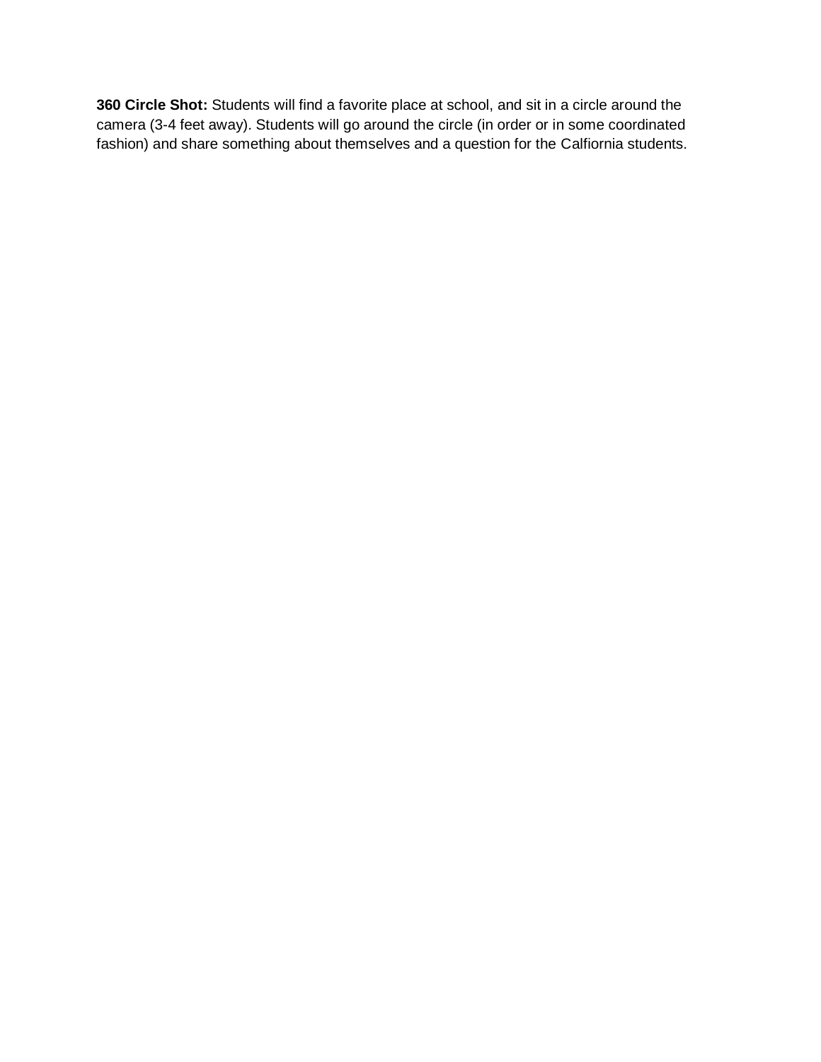**360 Circle Shot:** Students will find a favorite place at school, and sit in a circle around the camera (3-4 feet away). Students will go around the circle (in order or in some coordinated fashion) and share something about themselves and a question for the Calfiornia students.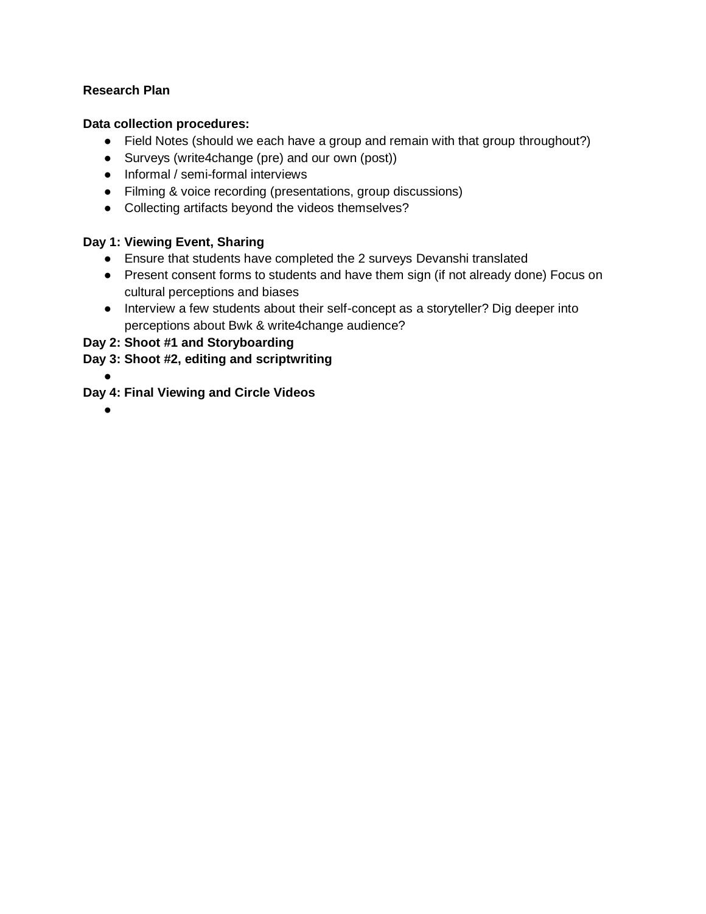**Research Plan**

**Data collection procedures:**

- Field Notes (should we each have a group and remain with that group throughout?)
- Surveys (write4change (pre) and our own (post))
- Informal / semi-formal interviews
- Filming & voice recording (presentations, group discussions)
- Collecting artifacts beyond the videos themselves?

**Day 1: Viewing Event, Sharing**

- Ensure that students have completed the 2 surveys Devanshi translated
- Present consent forms to students and have them sign (if not already done) Focus on cultural perceptions and biases
- Interview a few students about their self-concept as a storyteller? Dig deeper into perceptions about Bwk & write4change audience?

**Day 2: Shoot #1 and Storyboarding**

**Day 3: Shoot #2, editing and scriptwriting**

-

**Day 4: Final Viewing and Circle Videos**

-